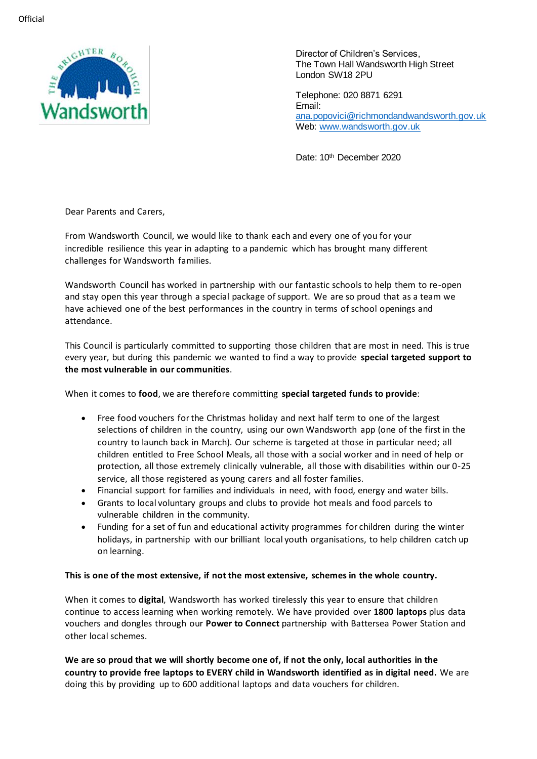Official

Director of Children's Services,
The Town Hall Wandsworth High Street
London SW18 2PU

Telephone: 020 8871 6291
Email:
ana.popovici@richmondandwandsworth.gov.uk
Web: www.wandsworth.gov.uk

Date: 10th December 2020

Dear Parents and Carers,

From Wandsworth Council, we would like to thank each and every one of you for your incredible resilience this year in adapting to a pandemic which has brought many different challenges for Wandsworth families.

Wandsworth Council has worked in partnership with our fantastic schools to help them to re-open and stay open this year through a special package of support. We are so proud that as a team we have achieved one of the best performances in the country in terms of school openings and attendance.

This Council is particularly committed to supporting those children that are most in need. This is true every year, but during this pandemic we wanted to find a way to provide **special targeted support to the most vulnerable in our communities**.

When it comes to **food**, we are therefore committing **special targeted funds to provide**:

- Free food vouchers for the Christmas holiday and next half term to one of the largest selections of children in the country, using our own Wandsworth app (one of the first in the country to launch back in March). Our scheme is targeted at those in particular need; all children entitled to Free School Meals, all those with a social worker and in need of help or protection, all those extremely clinically vulnerable, all those with disabilities within our 0-25 service, all those registered as young carers and all foster families.
- Financial support for families and individuals in need, with food, energy and water bills.
- Grants to local voluntary groups and clubs to provide hot meals and food parcels to vulnerable children in the community.
- Funding for a set of fun and educational activity programmes for children during the winter holidays, in partnership with our brilliant local youth organisations, to help children catch up on learning.

**This is one of the most extensive, if not the most extensive, schemes in the whole country.**

When it comes to **digital**, Wandsworth has worked tirelessly this year to ensure that children continue to access learning when working remotely. We have provided over **1800 laptops** plus data vouchers and dongles through our **Power to Connect** partnership with Battersea Power Station and other local schemes.

**We are so proud that we will shortly become one of, if not the only, local authorities in the country to provide free laptops to EVERY child in Wandsworth identified as in digital need.** We are doing this by providing up to 600 additional laptops and data vouchers for children.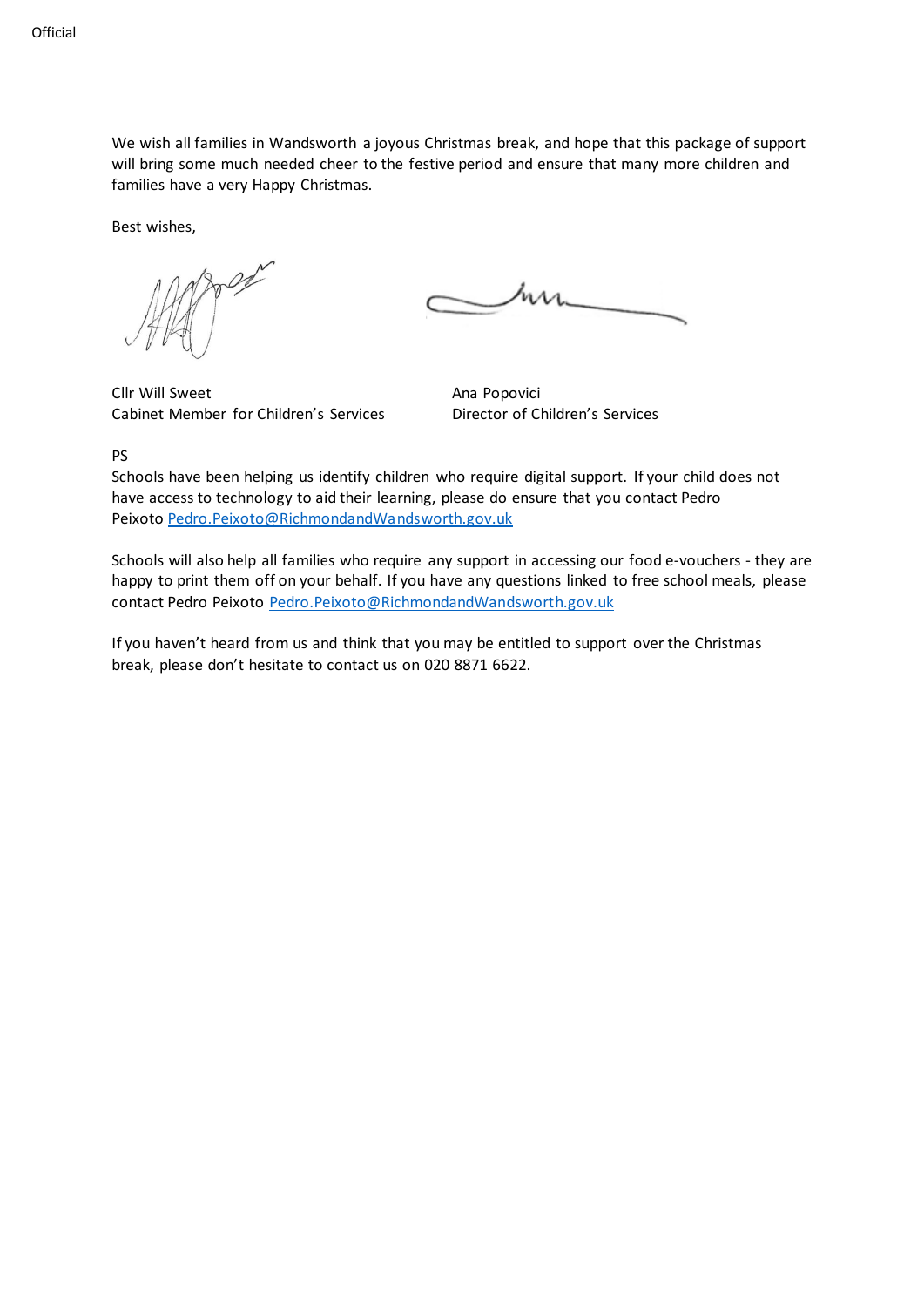We wish all families in Wandsworth a joyous Christmas break, and hope that this package of support will bring some much needed cheer to the festive period and ensure that many more children and families have a very Happy Christmas.

Best wishes,

Cllr Will Sweet
Cabinet Member for Children's Services

Ana Popovici
Director of Children's Services

PS
Schools have been helping us identify children who require digital support. If your child does not have access to technology to aid their learning, please do ensure that you contact Pedro Peixoto Pedro.Peixoto@RichmondandWandsworth.gov.uk

Schools will also help all families who require any support in accessing our food e-vouchers - they are happy to print them off on your behalf. If you have any questions linked to free school meals, please contact Pedro Peixoto Pedro.Peixoto@RichmondandWandsworth.gov.uk

If you haven't heard from us and think that you may be entitled to support over the Christmas break, please don't hesitate to contact us on 020 8871 6622.